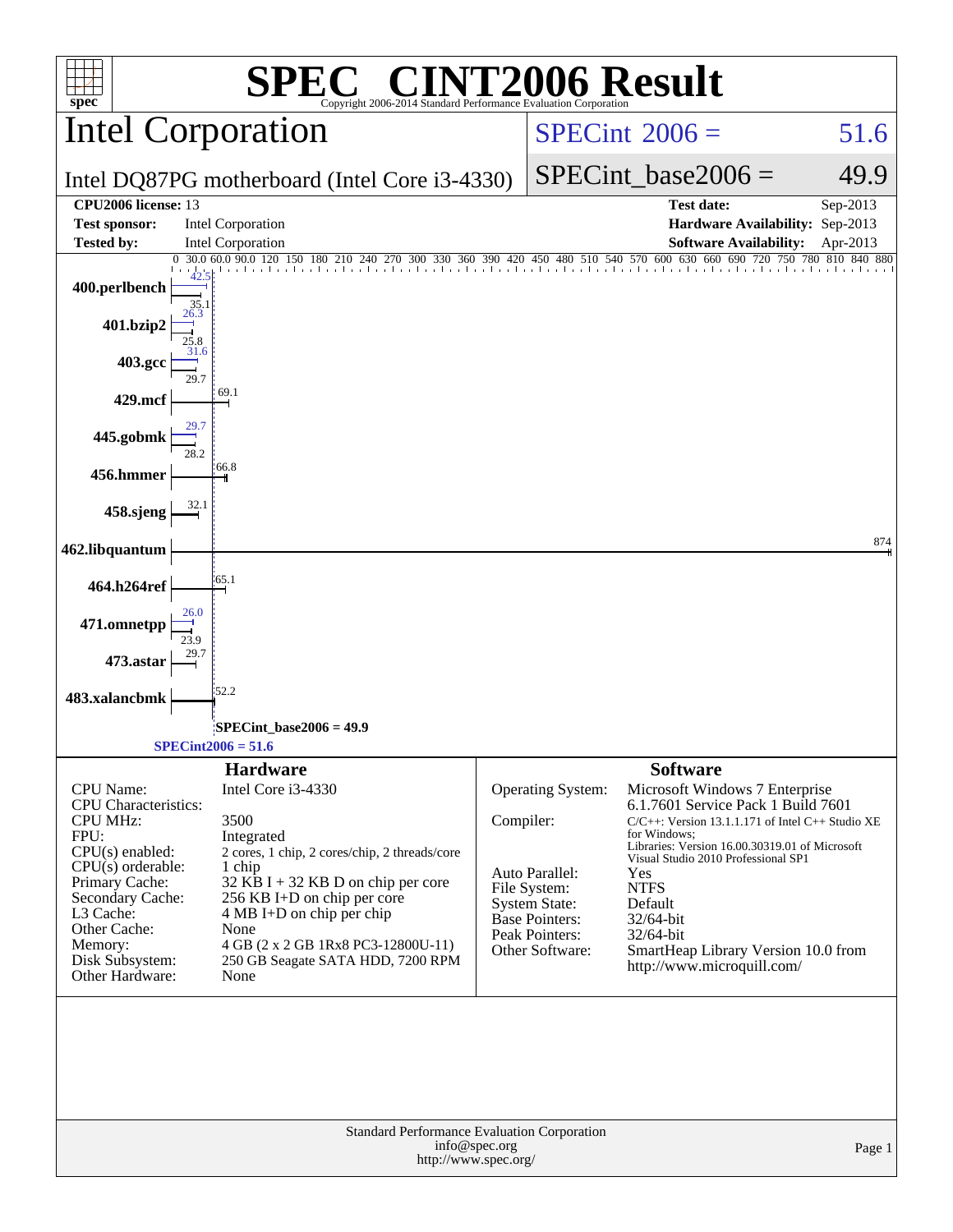# SPEC® CINT2006 Result

Copyright 2006-2014 Standard Performance Evaluation Corporation

## Intel Corporation

Intel DQ87PG motherboard (Intel Core i3-4330)

SPECint 2006 = 51.6

SPECint_base2006 = 49.9

| | | | |
|---|---|---|---|
| **CPU2006 license:** | 13 | **Test date:** | Sep-2013 |
| **Test sponsor:** | Intel Corporation | **Hardware Availability:** | Sep-2013 |
| **Tested by:** | Intel Corporation | **Software Availability:** | Apr-2013 |

| Benchmark | Base | Peak |
|---|---|---|
| 400.perlbench | 35.1 | 42.5 |
| 401.bzip2 | 25.8 | 26.3 |
| 403.gcc | 29.7 | 31.6 |
| 429.mcf | 69.1 | |
| 445.gobmk | 28.2 | 29.7 |
| 456.hmmer | 66.8 | |
| 458.sjeng | 32.1 | |
| 462.libquantum | 874 | |
| 464.h264ref | 65.1 | |
| 471.omnetpp | 23.9 | 26.0 |
| 473.astar | 29.7 | |
| 483.xalancbmk | 52.2 | |

SPECint_base2006 = 49.9

SPECint2006 = 51.6

### Hardware

| | |
|---|---|
| CPU Name: | Intel Core i3-4330 |
| CPU Characteristics: | |
| CPU MHz: | 3500 |
| FPU: | Integrated |
| CPU(s) enabled: | 2 cores, 1 chip, 2 cores/chip, 2 threads/core |
| CPU(s) orderable: | 1 chip |
| Primary Cache: | 32 KB I + 32 KB D on chip per core |
| Secondary Cache: | 256 KB I+D on chip per core |
| L3 Cache: | 4 MB I+D on chip per chip |
| Other Cache: | None |
| Memory: | 4 GB (2 x 2 GB 1Rx8 PC3-12800U-11) |
| Disk Subsystem: | 250 GB Seagate SATA HDD, 7200 RPM |
| Other Hardware: | None |

### Software

| | |
|---|---|
| Operating System: | Microsoft Windows 7 Enterprise 6.1.7601 Service Pack 1 Build 7601 |
| Compiler: | C/C++: Version 13.1.1.171 of Intel C++ Studio XE for Windows; Libraries: Version 16.00.30319.01 of Microsoft Visual Studio 2010 Professional SP1 |
| Auto Parallel: | Yes |
| File System: | NTFS |
| System State: | Default |
| Base Pointers: | 32/64-bit |
| Peak Pointers: | 32/64-bit |
| Other Software: | SmartHeap Library Version 10.0 from http://www.microquill.com/ |

Standard Performance Evaluation Corporation
info@spec.org
http://www.spec.org/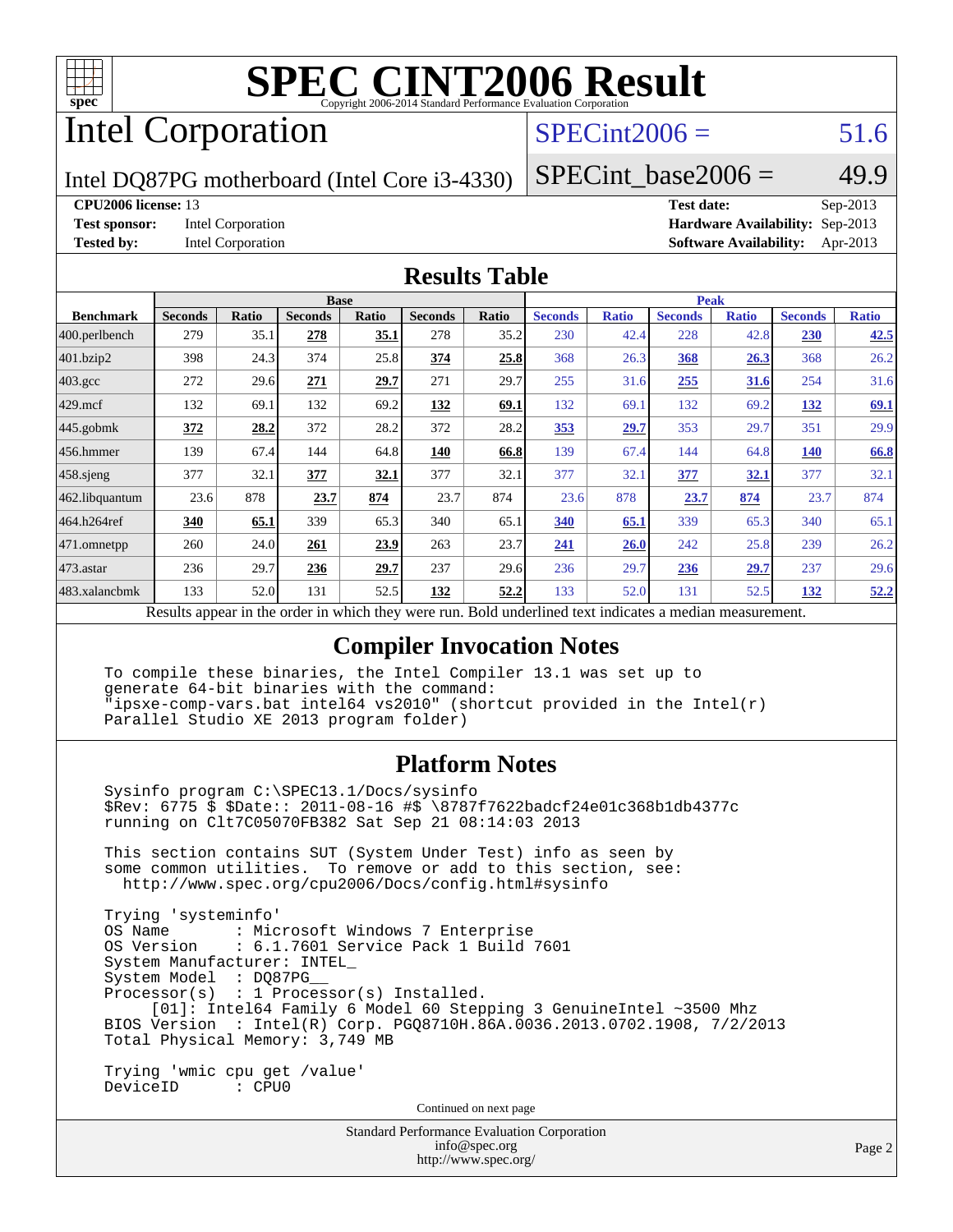# SPEC CINT2006 Result

Copyright 2006-2014 Standard Performance Evaluation Corporation

## Intel Corporation

Intel DQ87PG motherboard (Intel Core i3-4330)

SPECint2006 = 51.6

SPECint_base2006 = 49.9

**CPU2006 license:** 13
**Test sponsor:** Intel Corporation
**Tested by:** Intel Corporation

**Test date:** Sep-2013
**Hardware Availability:** Sep-2013
**Software Availability:** Apr-2013

## Results Table

| Benchmark | Base | | | | | | Peak | | | | | |
|---|---|---|---|---|---|---|---|---|---|---|---|---|
| | Seconds | Ratio | Seconds | Ratio | Seconds | Ratio | Seconds | Ratio | Seconds | Ratio | Seconds | Ratio |
| 400.perlbench | 279 | 35.1 | **278** | **35.1** | 278 | 35.2 | 230 | 42.4 | 228 | 42.8 | **230** | **42.5** |
| 401.bzip2 | 398 | 24.3 | 374 | 25.8 | **374** | **25.8** | 368 | 26.3 | **368** | **26.3** | 368 | 26.2 |
| 403.gcc | 272 | 29.6 | **271** | **29.7** | 271 | 29.7 | 255 | 31.6 | **255** | **31.6** | 254 | 31.6 |
| 429.mcf | 132 | 69.1 | 132 | 69.2 | **132** | **69.1** | 132 | 69.1 | 132 | 69.2 | **132** | **69.1** |
| 445.gobmk | **372** | **28.2** | 372 | 28.2 | 372 | 28.2 | **353** | **29.7** | 353 | 29.7 | 351 | 29.9 |
| 456.hmmer | 139 | 67.4 | 144 | 64.8 | **140** | **66.8** | 139 | 67.4 | 144 | 64.8 | **140** | **66.8** |
| 458.sjeng | 377 | 32.1 | **377** | **32.1** | 377 | 32.1 | 377 | 32.1 | **377** | **32.1** | 377 | 32.1 |
| 462.libquantum | 23.6 | 878 | **23.7** | **874** | 23.7 | 874 | 23.6 | 878 | **23.7** | **874** | 23.7 | 874 |
| 464.h264ref | **340** | **65.1** | 339 | 65.3 | 340 | 65.1 | **340** | **65.1** | 339 | 65.3 | 340 | 65.1 |
| 471.omnetpp | 260 | 24.0 | **261** | **23.9** | 263 | 23.7 | **241** | **26.0** | 242 | 25.8 | 239 | 26.2 |
| 473.astar | 236 | 29.7 | **236** | **29.7** | 237 | 29.6 | 236 | 29.7 | **236** | **29.7** | 237 | 29.6 |
| 483.xalancbmk | 133 | 52.0 | 131 | 52.5 | **132** | **52.2** | 133 | 52.0 | 131 | 52.5 | **132** | **52.2** |

Results appear in the order in which they were run. Bold underlined text indicates a median measurement.

## Compiler Invocation Notes

```
To compile these binaries, the Intel Compiler 13.1 was set up to
generate 64-bit binaries with the command:
"ipsxe-comp-vars.bat intel64 vs2010" (shortcut provided in the Intel(r)
Parallel Studio XE 2013 program folder)
```

## Platform Notes

```
Sysinfo program C:\SPEC13.1/Docs/sysinfo
$Rev: 6775 $ $Date:: 2011-08-16 #$ \8787f7622badcf24e01c368b1db4377c
running on Clt7C05070FB382 Sat Sep 21 08:14:03 2013

This section contains SUT (System Under Test) info as seen by
some common utilities.  To remove or add to this section, see:
  http://www.spec.org/cpu2006/Docs/config.html#sysinfo

Trying 'systeminfo'
OS Name         : Microsoft Windows 7 Enterprise
OS Version      : 6.1.7601 Service Pack 1 Build 7601
System Manufacturer: INTEL_
System Model    : DQ87PG__
Processor(s)    : 1 Processor(s) Installed.
     [01]: Intel64 Family 6 Model 60 Stepping 3 GenuineIntel ~3500 Mhz
BIOS Version    : Intel(R) Corp. PGQ8710H.86A.0036.2013.0702.1908, 7/2/2013
Total Physical Memory: 3,749 MB

Trying 'wmic cpu get /value'
DeviceID        : CPU0
```

Continued on next page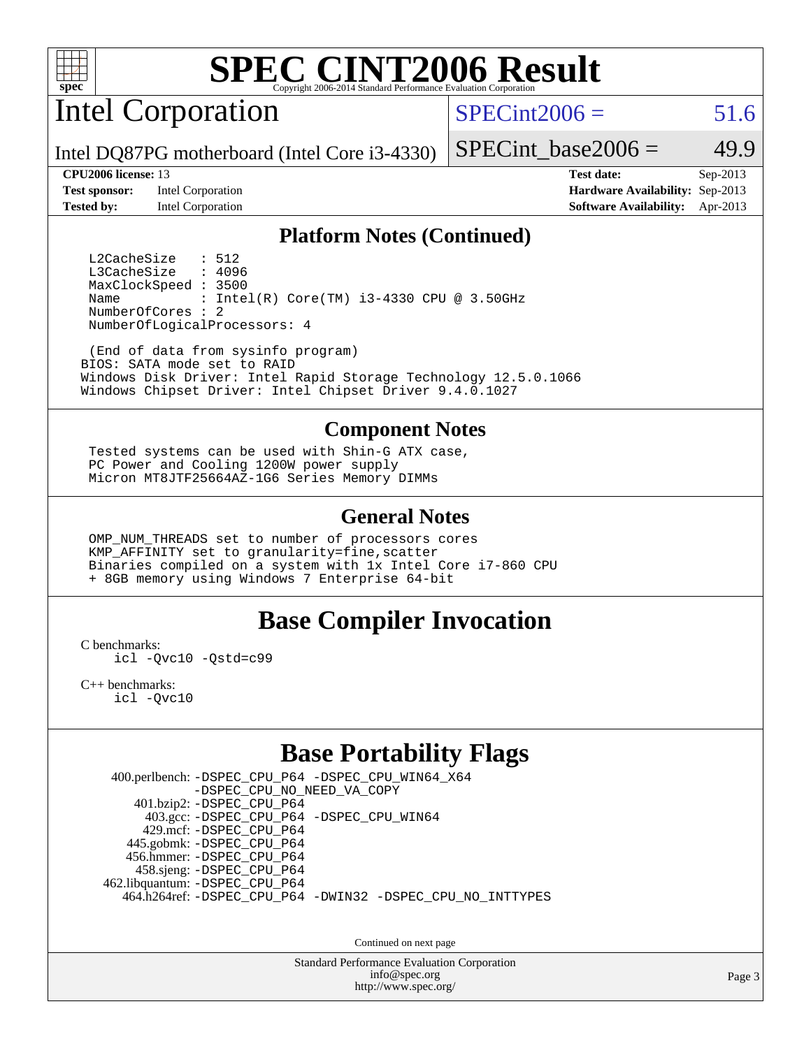## Platform Notes (Continued)

```
 L2CacheSize    : 512
 L3CacheSize    : 4096
 MaxClockSpeed : 3500
 Name          : Intel(R) Core(TM) i3-4330 CPU @ 3.50GHz
 NumberOfCores : 2
 NumberOfLogicalProcessors: 4

 (End of data from sysinfo program)
BIOS: SATA mode set to RAID
Windows Disk Driver: Intel Rapid Storage Technology 12.5.0.1066
Windows Chipset Driver: Intel Chipset Driver 9.4.0.1027
```

## Component Notes

```
Tested systems can be used with Shin-G ATX case,
PC Power and Cooling 1200W power supply
Micron MT8JTF25664AZ-1G6 Series Memory DIMMs
```

## General Notes

```
OMP_NUM_THREADS set to number of processors cores
KMP_AFFINITY set to granularity=fine,scatter
Binaries compiled on a system with 1x Intel Core i7-860 CPU
+ 8GB memory using Windows 7 Enterprise 64-bit
```

# Base Compiler Invocation

C benchmarks:
```
icl -Qvc10 -Qstd=c99
```

C++ benchmarks:
```
icl -Qvc10
```

# Base Portability Flags

| Benchmark | Flags |
|---|---|
| 400.perlbench: | -DSPEC_CPU_P64 -DSPEC_CPU_WIN64_X64 -DSPEC_CPU_NO_NEED_VA_COPY |
| 401.bzip2: | -DSPEC_CPU_P64 |
| 403.gcc: | -DSPEC_CPU_P64 -DSPEC_CPU_WIN64 |
| 429.mcf: | -DSPEC_CPU_P64 |
| 445.gobmk: | -DSPEC_CPU_P64 |
| 456.hmmer: | -DSPEC_CPU_P64 |
| 458.sjeng: | -DSPEC_CPU_P64 |
| 462.libquantum: | -DSPEC_CPU_P64 |
| 464.h264ref: | -DSPEC_CPU_P64 -DWIN32 -DSPEC_CPU_NO_INTTYPES |

Continued on next page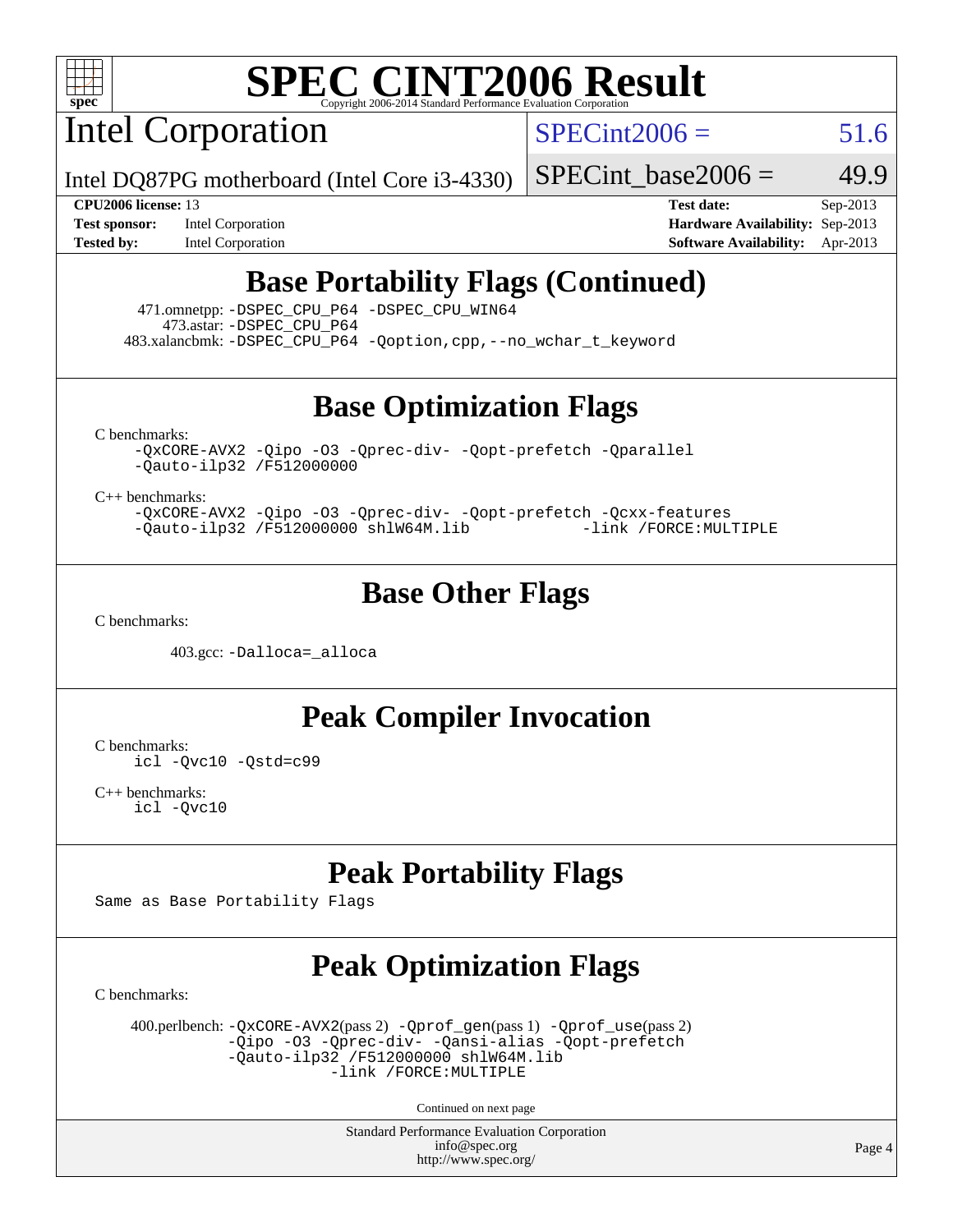# SPEC CINT2006 Result

## Intel Corporation

Intel DQ87PG motherboard (Intel Core i3-4330)

SPECint2006 = 51.6

SPECint_base2006 = 49.9

| | | | |
|---|---|---|---|
| **CPU2006 license:** 13 | | **Test date:** | Sep-2013 |
| **Test sponsor:** | Intel Corporation | **Hardware Availability:** | Sep-2013 |
| **Tested by:** | Intel Corporation | **Software Availability:** | Apr-2013 |

## Base Portability Flags (Continued)

471.omnetpp: `-DSPEC_CPU_P64 -DSPEC_CPU_WIN64`
473.astar: `-DSPEC_CPU_P64`
483.xalancbmk: `-DSPEC_CPU_P64 -Qoption,cpp,--no_wchar_t_keyword`

## Base Optimization Flags

C benchmarks:

```
-QxCORE-AVX2 -Qipo -O3 -Qprec-div- -Qopt-prefetch -Qparallel
-Qauto-ilp32 /F512000000
```

C++ benchmarks:

```
-QxCORE-AVX2 -Qipo -O3 -Qprec-div- -Qopt-prefetch -Qcxx-features
-Qauto-ilp32 /F512000000 shlW64M.lib           -link /FORCE:MULTIPLE
```

## Base Other Flags

C benchmarks:

403.gcc: `-Dalloca=_alloca`

## Peak Compiler Invocation

C benchmarks:

```
icl -Qvc10 -Qstd=c99
```

C++ benchmarks:

```
icl -Qvc10
```

## Peak Portability Flags

Same as Base Portability Flags

## Peak Optimization Flags

C benchmarks:

400.perlbench: `-QxCORE-AVX2`(pass 2) `-Qprof_gen`(pass 1) `-Qprof_use`(pass 2)
`-Qipo -O3 -Qprec-div- -Qansi-alias -Qopt-prefetch`
`-Qauto-ilp32 /F512000000 shlW64M.lib`
`-link /FORCE:MULTIPLE`

Continued on next page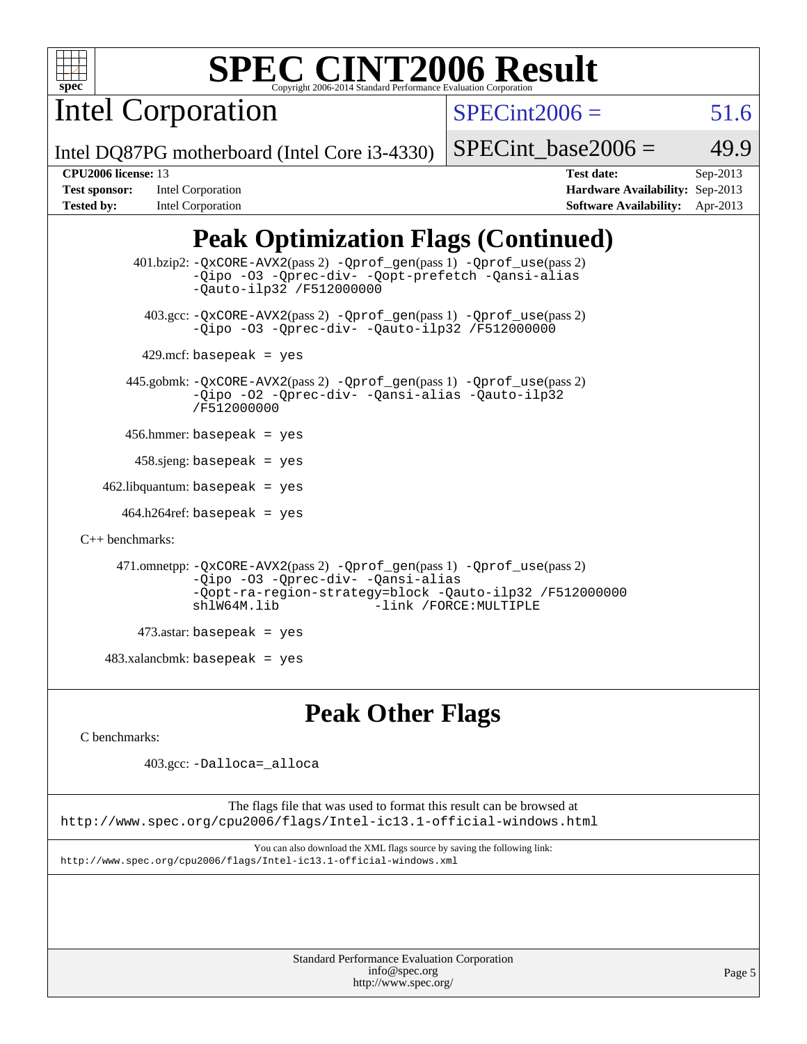# SPEC CINT2006 Result

Copyright 2006-2014 Standard Performance Evaluation Corporation

## Intel Corporation

Intel DQ87PG motherboard (Intel Core i3-4330)

SPECint2006 = 51.6

SPECint_base2006 = 49.9

| | | | |
|---|---|---|---|
| **CPU2006 license:** 13 | | **Test date:** | Sep-2013 |
| **Test sponsor:** | Intel Corporation | **Hardware Availability:** | Sep-2013 |
| **Tested by:** | Intel Corporation | **Software Availability:** | Apr-2013 |

## Peak Optimization Flags (Continued)

401.bzip2: -QxCORE-AVX2(pass 2) -Qprof_gen(pass 1) -Qprof_use(pass 2) -Qipo -O3 -Qprec-div- -Qopt-prefetch -Qansi-alias -Qauto-ilp32 /F512000000

403.gcc: -QxCORE-AVX2(pass 2) -Qprof_gen(pass 1) -Qprof_use(pass 2) -Qipo -O3 -Qprec-div- -Qauto-ilp32 /F512000000

429.mcf: basepeak = yes

445.gobmk: -QxCORE-AVX2(pass 2) -Qprof_gen(pass 1) -Qprof_use(pass 2) -Qipo -O2 -Qprec-div- -Qansi-alias -Qauto-ilp32 /F512000000

456.hmmer: basepeak = yes

458.sjeng: basepeak = yes

462.libquantum: basepeak = yes

464.h264ref: basepeak = yes

C++ benchmarks:

471.omnetpp: -QxCORE-AVX2(pass 2) -Qprof_gen(pass 1) -Qprof_use(pass 2) -Qipo -O3 -Qprec-div- -Qansi-alias -Qopt-ra-region-strategy=block -Qauto-ilp32 /F512000000 shlW64M.lib -link /FORCE:MULTIPLE

473.astar: basepeak = yes

483.xalancbmk: basepeak = yes

## Peak Other Flags

C benchmarks:

403.gcc: -Dalloca=_alloca

The flags file that was used to format this result can be browsed at
http://www.spec.org/cpu2006/flags/Intel-ic13.1-official-windows.html

You can also download the XML flags source by saving the following link:
http://www.spec.org/cpu2006/flags/Intel-ic13.1-official-windows.xml

Standard Performance Evaluation Corporation
info@spec.org
http://www.spec.org/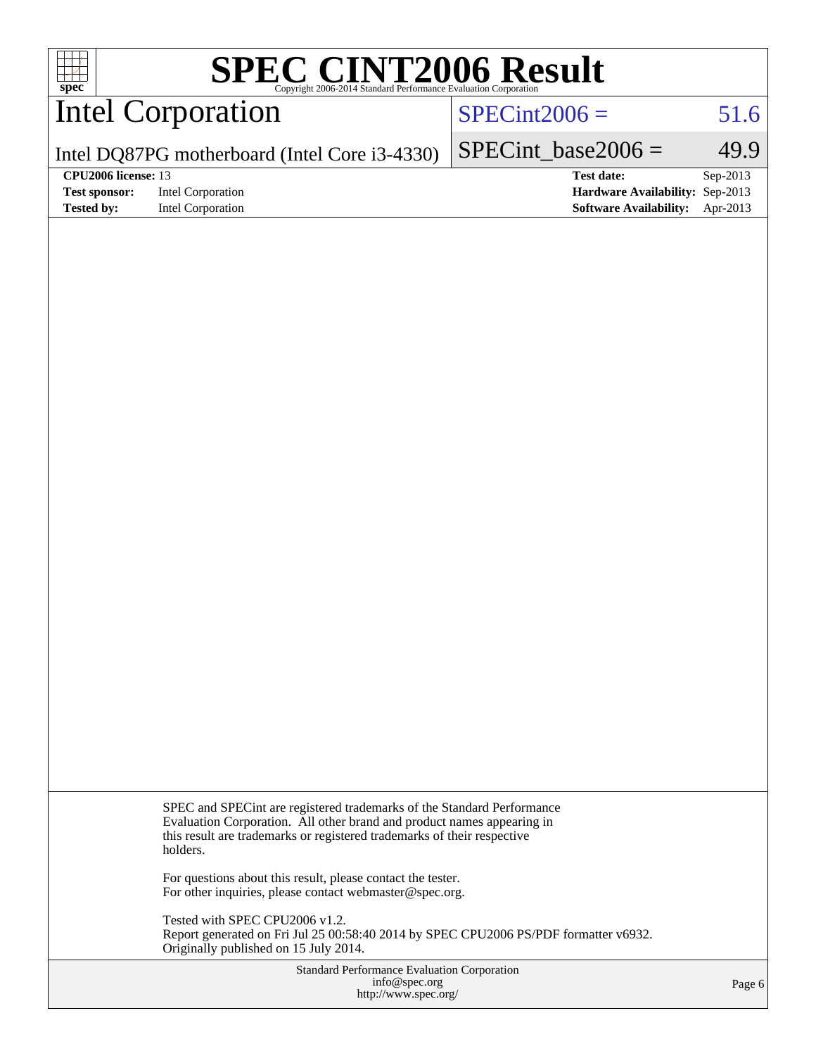SPEC and SPECint are registered trademarks of the Standard Performance Evaluation Corporation. All other brand and product names appearing in this result are trademarks or registered trademarks of their respective holders.

For questions about this result, please contact the tester.
For other inquiries, please contact webmaster@spec.org.

Tested with SPEC CPU2006 v1.2.
Report generated on Fri Jul 25 00:58:40 2014 by SPEC CPU2006 PS/PDF formatter v6932.
Originally published on 15 July 2014.